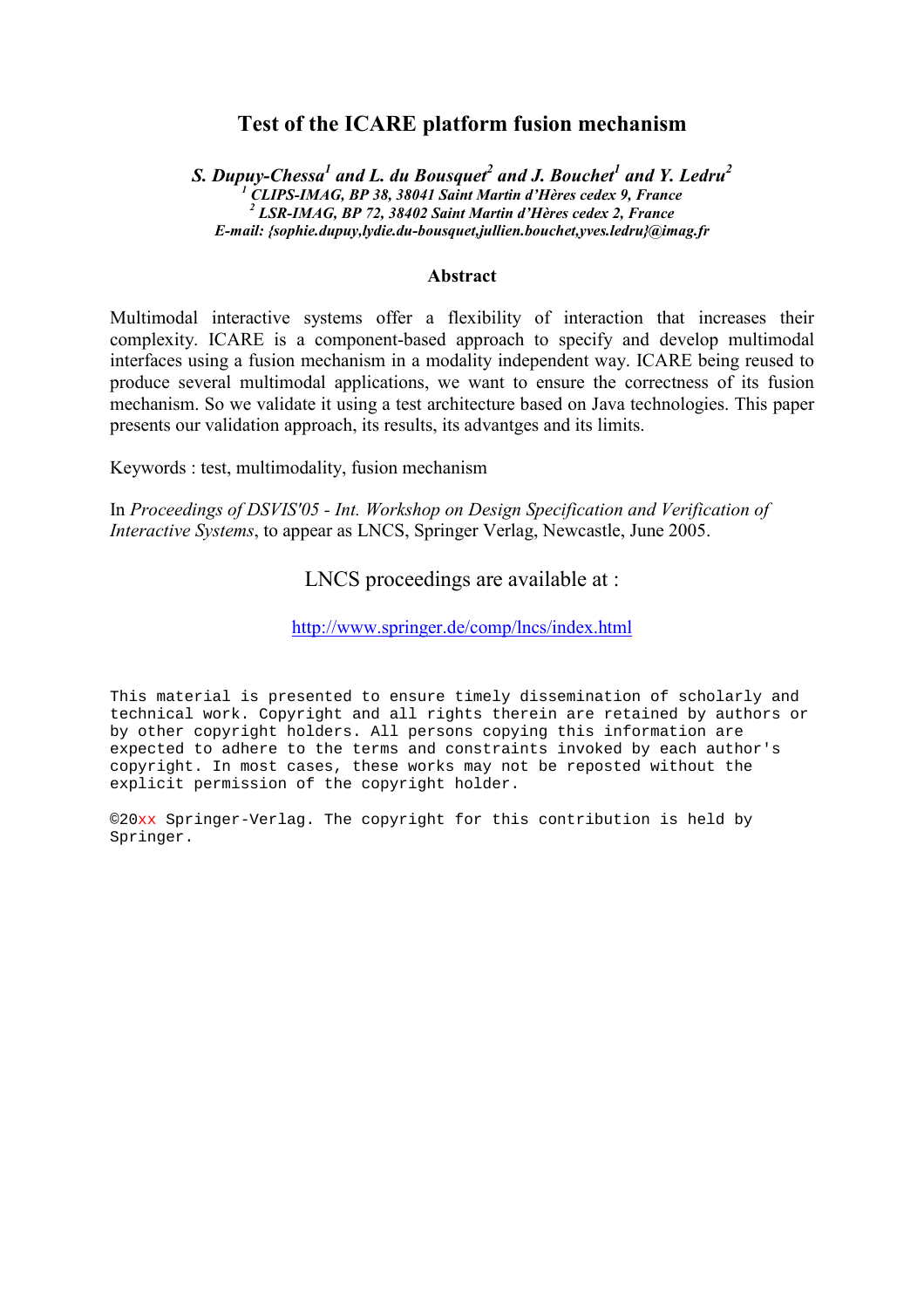# Test of the ICARE platform fusion mechanism

***S. Dupuy-Chessa[1] and L. du Bousquet[2] and J. Bouchet[1] and Y. Ledru[2]***
***[1] CLIPS-IMAG, BP 38, 38041 Saint Martin d'Hères cedex 9, France***
***[2] LSR-IMAG, BP 72, 38402 Saint Martin d'Hères cedex 2, France***
***E-mail: {sophie.dupuy,lydie.du-bousquet,jullien.bouchet,yves.ledru}@imag.fr***

## Abstract

Multimodal interactive systems offer a flexibility of interaction that increases their complexity. ICARE is a component-based approach to specify and develop multimodal interfaces using a fusion mechanism in a modality independent way. ICARE being reused to produce several multimodal applications, we want to ensure the correctness of its fusion mechanism. So we validate it using a test architecture based on Java technologies. This paper presents our validation approach, its results, its advantges and its limits.

Keywords : test, multimodality, fusion mechanism

In *Proceedings of DSVIS'05 - Int. Workshop on Design Specification and Verification of Interactive Systems*, to appear as LNCS, Springer Verlag, Newcastle, June 2005.

LNCS proceedings are available at :

http://www.springer.de/comp/lncs/index.html

```
This material is presented to ensure timely dissemination of scholarly and
technical work. Copyright and all rights therein are retained by authors or
by other copyright holders. All persons copying this information are
expected to adhere to the terms and constraints invoked by each author's
copyright. In most cases, these works may not be reposted without the
explicit permission of the copyright holder.

©20xx Springer-Verlag. The copyright for this contribution is held by
Springer.
```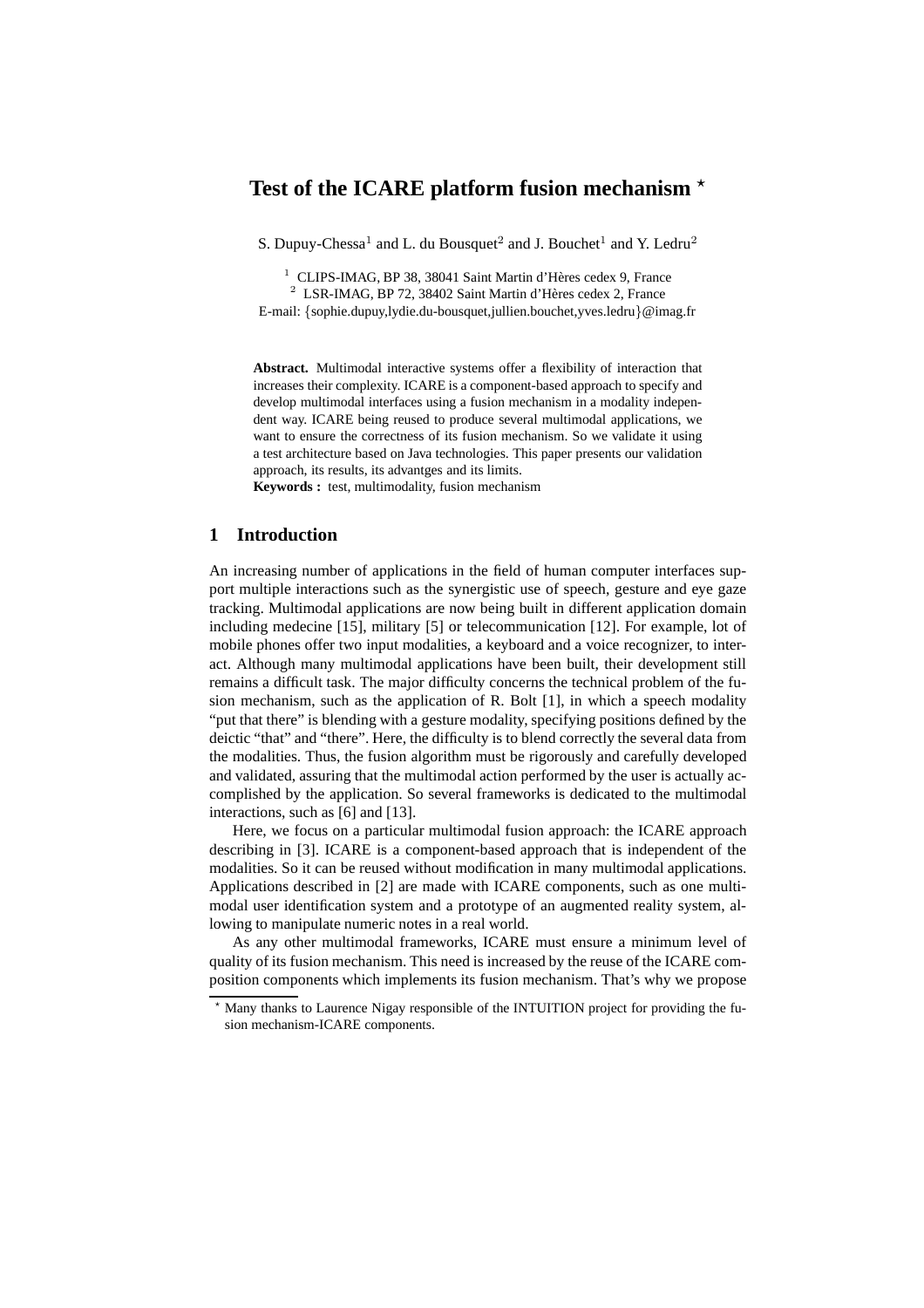# Test of the ICARE platform fusion mechanism *

S. Dupuy-Chessa[1] and L. du Bousquet[2] and J. Bouchet[1] and Y. Ledru[2]

[1] CLIPS-IMAG, BP 38, 38041 Saint Martin d'Hères cedex 9, France
[2] LSR-IMAG, BP 72, 38402 Saint Martin d'Hères cedex 2, France
E-mail: {sophie.dupuy,lydie.du-bousquet,jullien.bouchet,yves.ledru}@imag.fr

**Abstract.** Multimodal interactive systems offer a flexibility of interaction that increases their complexity. ICARE is a component-based approach to specify and develop multimodal interfaces using a fusion mechanism in a modality independent way. ICARE being reused to produce several multimodal applications, we want to ensure the correctness of its fusion mechanism. So we validate it using a test architecture based on Java technologies. This paper presents our validation approach, its results, its advantges and its limits.
**Keywords :** test, multimodality, fusion mechanism

## 1 Introduction

An increasing number of applications in the field of human computer interfaces support multiple interactions such as the synergistic use of speech, gesture and eye gaze tracking. Multimodal applications are now being built in different application domain including medecine [15], military [5] or telecommunication [12]. For example, lot of mobile phones offer two input modalities, a keyboard and a voice recognizer, to interact. Although many multimodal applications have been built, their development still remains a difficult task. The major difficulty concerns the technical problem of the fusion mechanism, such as the application of R. Bolt [1], in which a speech modality "put that there" is blending with a gesture modality, specifying positions defined by the deictic "that" and "there". Here, the difficulty is to blend correctly the several data from the modalities. Thus, the fusion algorithm must be rigorously and carefully developed and validated, assuring that the multimodal action performed by the user is actually accomplished by the application. So several frameworks is dedicated to the multimodal interactions, such as [6] and [13].

Here, we focus on a particular multimodal fusion approach: the ICARE approach describing in [3]. ICARE is a component-based approach that is independent of the modalities. So it can be reused without modification in many multimodal applications. Applications described in [2] are made with ICARE components, such as one multimodal user identification system and a prototype of an augmented reality system, allowing to manipulate numeric notes in a real world.

As any other multimodal frameworks, ICARE must ensure a minimum level of quality of its fusion mechanism. This need is increased by the reuse of the ICARE composition components which implements its fusion mechanism. That's why we propose

* Many thanks to Laurence Nigay responsible of the INTUITION project for providing the fusion mechanism-ICARE components.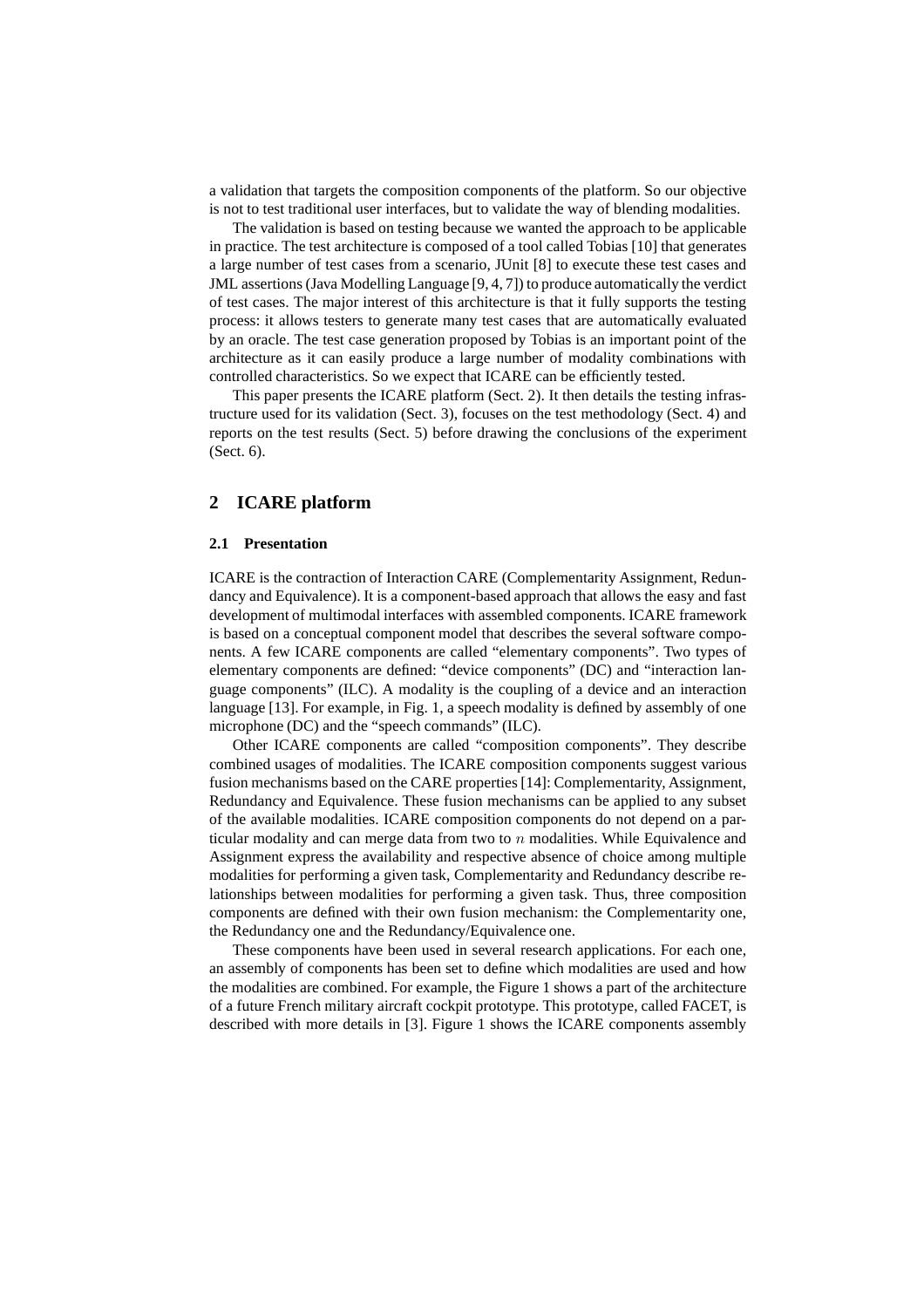a validation that targets the composition components of the platform. So our objective is not to test traditional user interfaces, but to validate the way of blending modalities.

The validation is based on testing because we wanted the approach to be applicable in practice. The test architecture is composed of a tool called Tobias [10] that generates a large number of test cases from a scenario, JUnit [8] to execute these test cases and JML assertions (Java Modelling Language [9, 4, 7]) to produce automatically the verdict of test cases. The major interest of this architecture is that it fully supports the testing process: it allows testers to generate many test cases that are automatically evaluated by an oracle. The test case generation proposed by Tobias is an important point of the architecture as it can easily produce a large number of modality combinations with controlled characteristics. So we expect that ICARE can be efficiently tested.

This paper presents the ICARE platform (Sect. 2). It then details the testing infrastructure used for its validation (Sect. 3), focuses on the test methodology (Sect. 4) and reports on the test results (Sect. 5) before drawing the conclusions of the experiment (Sect. 6).

## 2 ICARE platform

### 2.1 Presentation

ICARE is the contraction of Interaction CARE (Complementarity Assignment, Redundancy and Equivalence). It is a component-based approach that allows the easy and fast development of multimodal interfaces with assembled components. ICARE framework is based on a conceptual component model that describes the several software components. A few ICARE components are called "elementary components". Two types of elementary components are defined: "device components" (DC) and "interaction language components" (ILC). A modality is the coupling of a device and an interaction language [13]. For example, in Fig. 1, a speech modality is defined by assembly of one microphone (DC) and the "speech commands" (ILC).

Other ICARE components are called "composition components". They describe combined usages of modalities. The ICARE composition components suggest various fusion mechanisms based on the CARE properties [14]: Complementarity, Assignment, Redundancy and Equivalence. These fusion mechanisms can be applied to any subset of the available modalities. ICARE composition components do not depend on a particular modality and can merge data from two to $n$ modalities. While Equivalence and Assignment express the availability and respective absence of choice among multiple modalities for performing a given task, Complementarity and Redundancy describe relationships between modalities for performing a given task. Thus, three composition components are defined with their own fusion mechanism: the Complementarity one, the Redundancy one and the Redundancy/Equivalence one.

These components have been used in several research applications. For each one, an assembly of components has been set to define which modalities are used and how the modalities are combined. For example, the Figure 1 shows a part of the architecture of a future French military aircraft cockpit prototype. This prototype, called FACET, is described with more details in [3]. Figure 1 shows the ICARE components assembly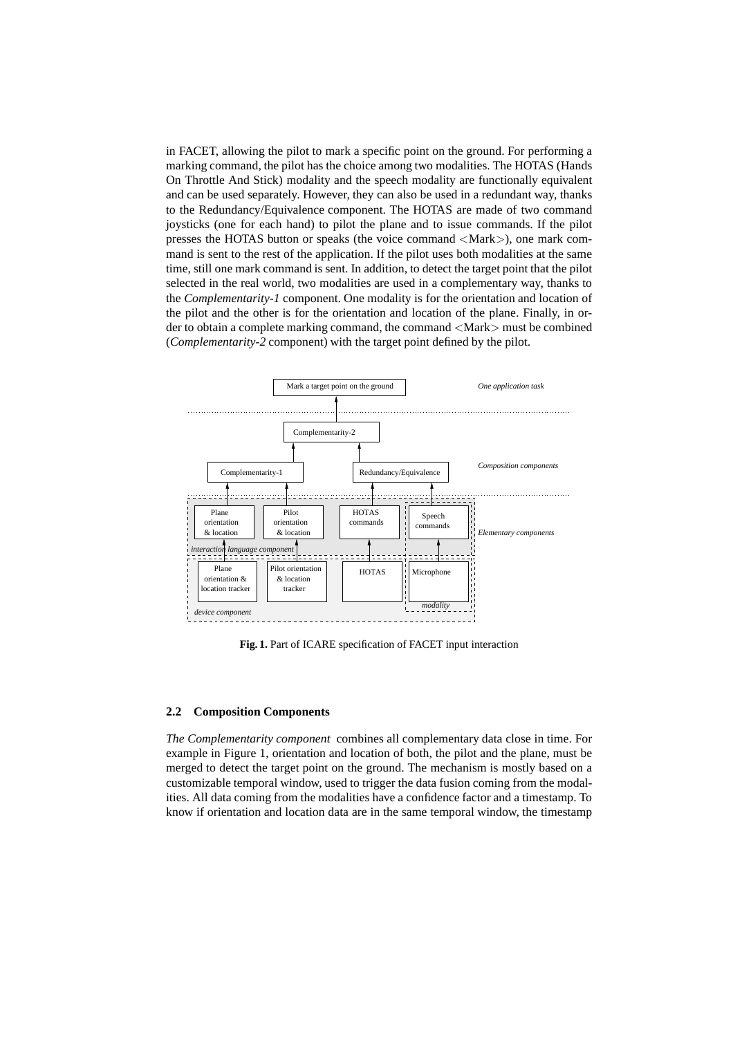in FACET, allowing the pilot to mark a specific point on the ground. For performing a marking command, the pilot has the choice among two modalities. The HOTAS (Hands On Throttle And Stick) modality and the speech modality are functionally equivalent and can be used separately. However, they can also be used in a redundant way, thanks to the Redundancy/Equivalence component. The HOTAS are made of two command joysticks (one for each hand) to pilot the plane and to issue commands. If the pilot presses the HOTAS button or speaks (the voice command <Mark>), one mark command is sent to the rest of the application. If the pilot uses both modalities at the same time, still one mark command is sent. In addition, to detect the target point that the pilot selected in the real world, two modalities are used in a complementary way, thanks to the *Complementarity-1* component. One modality is for the orientation and location of the pilot and the other is for the orientation and location of the plane. Finally, in order to obtain a complete marking command, the command <Mark> must be combined (*Complementarity-2* component) with the target point defined by the pilot.

**Fig. 1.** Part of ICARE specification of FACET input interaction

### 2.2 Composition Components

*The Complementarity component* combines all complementary data close in time. For example in Figure 1, orientation and location of both, the pilot and the plane, must be merged to detect the target point on the ground. The mechanism is mostly based on a customizable temporal window, used to trigger the data fusion coming from the modalities. All data coming from the modalities have a confidence factor and a timestamp. To know if orientation and location data are in the same temporal window, the timestamp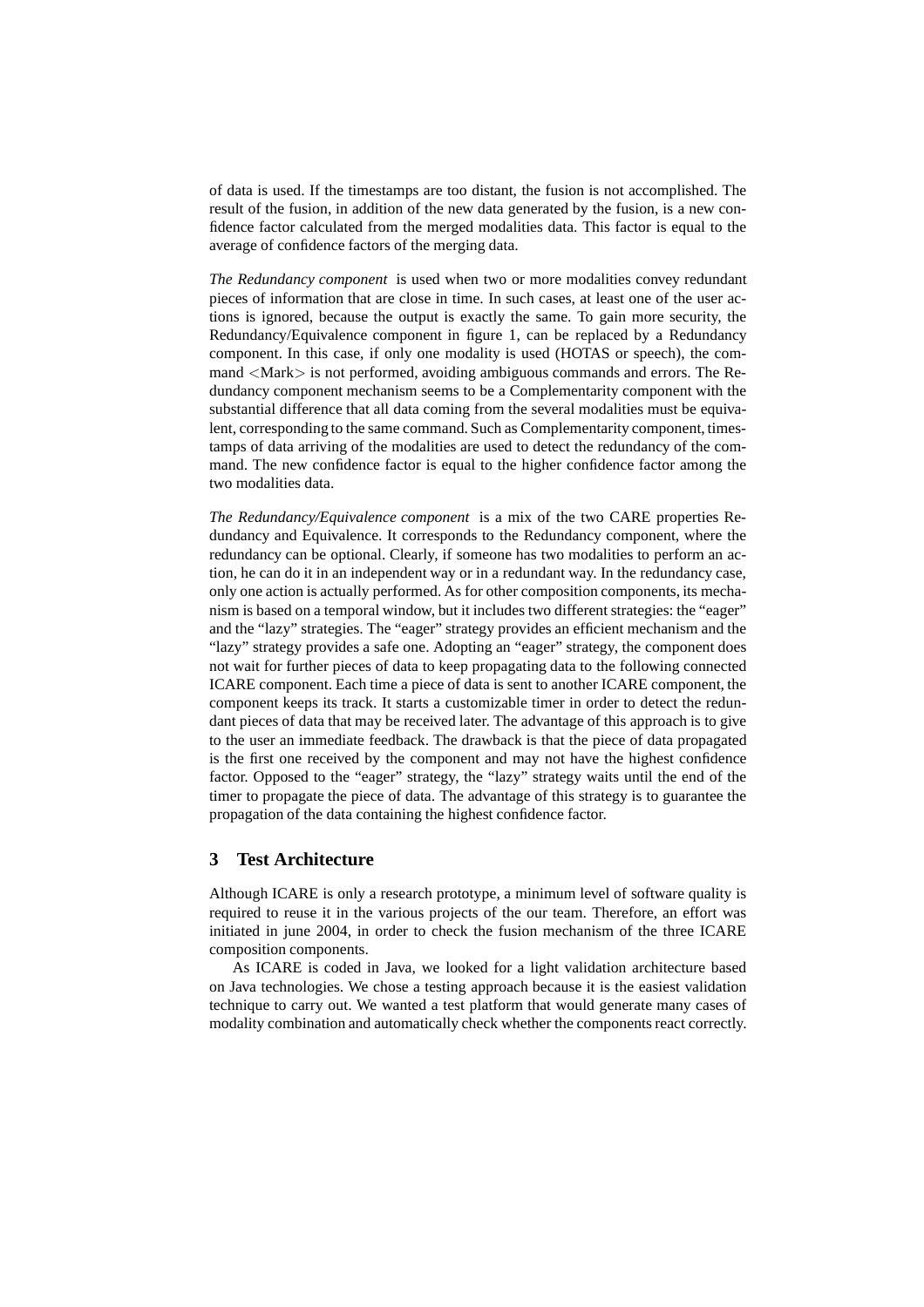of data is used. If the timestamps are too distant, the fusion is not accomplished. The result of the fusion, in addition of the new data generated by the fusion, is a new confidence factor calculated from the merged modalities data. This factor is equal to the average of confidence factors of the merging data.

*The Redundancy component* is used when two or more modalities convey redundant pieces of information that are close in time. In such cases, at least one of the user actions is ignored, because the output is exactly the same. To gain more security, the Redundancy/Equivalence component in figure 1, can be replaced by a Redundancy component. In this case, if only one modality is used (HOTAS or speech), the command <Mark> is not performed, avoiding ambiguous commands and errors. The Redundancy component mechanism seems to be a Complementarity component with the substantial difference that all data coming from the several modalities must be equivalent, corresponding to the same command. Such as Complementarity component, timestamps of data arriving of the modalities are used to detect the redundancy of the command. The new confidence factor is equal to the higher confidence factor among the two modalities data.

*The Redundancy/Equivalence component* is a mix of the two CARE properties Redundancy and Equivalence. It corresponds to the Redundancy component, where the redundancy can be optional. Clearly, if someone has two modalities to perform an action, he can do it in an independent way or in a redundant way. In the redundancy case, only one action is actually performed. As for other composition components, its mechanism is based on a temporal window, but it includes two different strategies: the "eager" and the "lazy" strategies. The "eager" strategy provides an efficient mechanism and the "lazy" strategy provides a safe one. Adopting an "eager" strategy, the component does not wait for further pieces of data to keep propagating data to the following connected ICARE component. Each time a piece of data is sent to another ICARE component, the component keeps its track. It starts a customizable timer in order to detect the redundant pieces of data that may be received later. The advantage of this approach is to give to the user an immediate feedback. The drawback is that the piece of data propagated is the first one received by the component and may not have the highest confidence factor. Opposed to the "eager" strategy, the "lazy" strategy waits until the end of the timer to propagate the piece of data. The advantage of this strategy is to guarantee the propagation of the data containing the highest confidence factor.

## 3 Test Architecture

Although ICARE is only a research prototype, a minimum level of software quality is required to reuse it in the various projects of the our team. Therefore, an effort was initiated in june 2004, in order to check the fusion mechanism of the three ICARE composition components.

As ICARE is coded in Java, we looked for a light validation architecture based on Java technologies. We chose a testing approach because it is the easiest validation technique to carry out. We wanted a test platform that would generate many cases of modality combination and automatically check whether the components react correctly.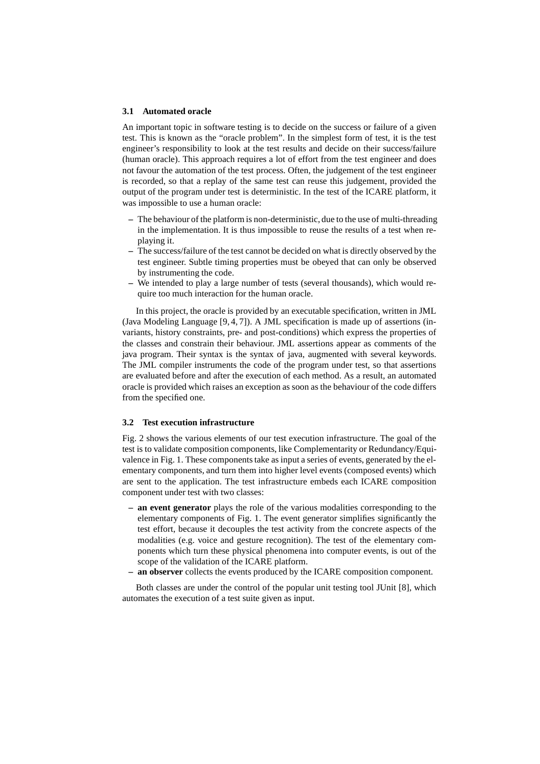### 3.1 Automated oracle

An important topic in software testing is to decide on the success or failure of a given test. This is known as the "oracle problem". In the simplest form of test, it is the test engineer's responsibility to look at the test results and decide on their success/failure (human oracle). This approach requires a lot of effort from the test engineer and does not favour the automation of the test process. Often, the judgement of the test engineer is recorded, so that a replay of the same test can reuse this judgement, provided the output of the program under test is deterministic. In the test of the ICARE platform, it was impossible to use a human oracle:

- The behaviour of the platform is non-deterministic, due to the use of multi-threading in the implementation. It is thus impossible to reuse the results of a test when replaying it.
- The success/failure of the test cannot be decided on what is directly observed by the test engineer. Subtle timing properties must be obeyed that can only be observed by instrumenting the code.
- We intended to play a large number of tests (several thousands), which would require too much interaction for the human oracle.

In this project, the oracle is provided by an executable specification, written in JML (Java Modeling Language [9, 4, 7]). A JML specification is made up of assertions (invariants, history constraints, pre- and post-conditions) which express the properties of the classes and constrain their behaviour. JML assertions appear as comments of the java program. Their syntax is the syntax of java, augmented with several keywords. The JML compiler instruments the code of the program under test, so that assertions are evaluated before and after the execution of each method. As a result, an automated oracle is provided which raises an exception as soon as the behaviour of the code differs from the specified one.

### 3.2 Test execution infrastructure

Fig. 2 shows the various elements of our test execution infrastructure. The goal of the test is to validate composition components, like Complementarity or Redundancy/Equivalence in Fig. 1. These components take as input a series of events, generated by the elementary components, and turn them into higher level events (composed events) which are sent to the application. The test infrastructure embeds each ICARE composition component under test with two classes:

- **an event generator** plays the role of the various modalities corresponding to the elementary components of Fig. 1. The event generator simplifies significantly the test effort, because it decouples the test activity from the concrete aspects of the modalities (e.g. voice and gesture recognition). The test of the elementary components which turn these physical phenomena into computer events, is out of the scope of the validation of the ICARE platform.
- **an observer** collects the events produced by the ICARE composition component.

Both classes are under the control of the popular unit testing tool JUnit [8], which automates the execution of a test suite given as input.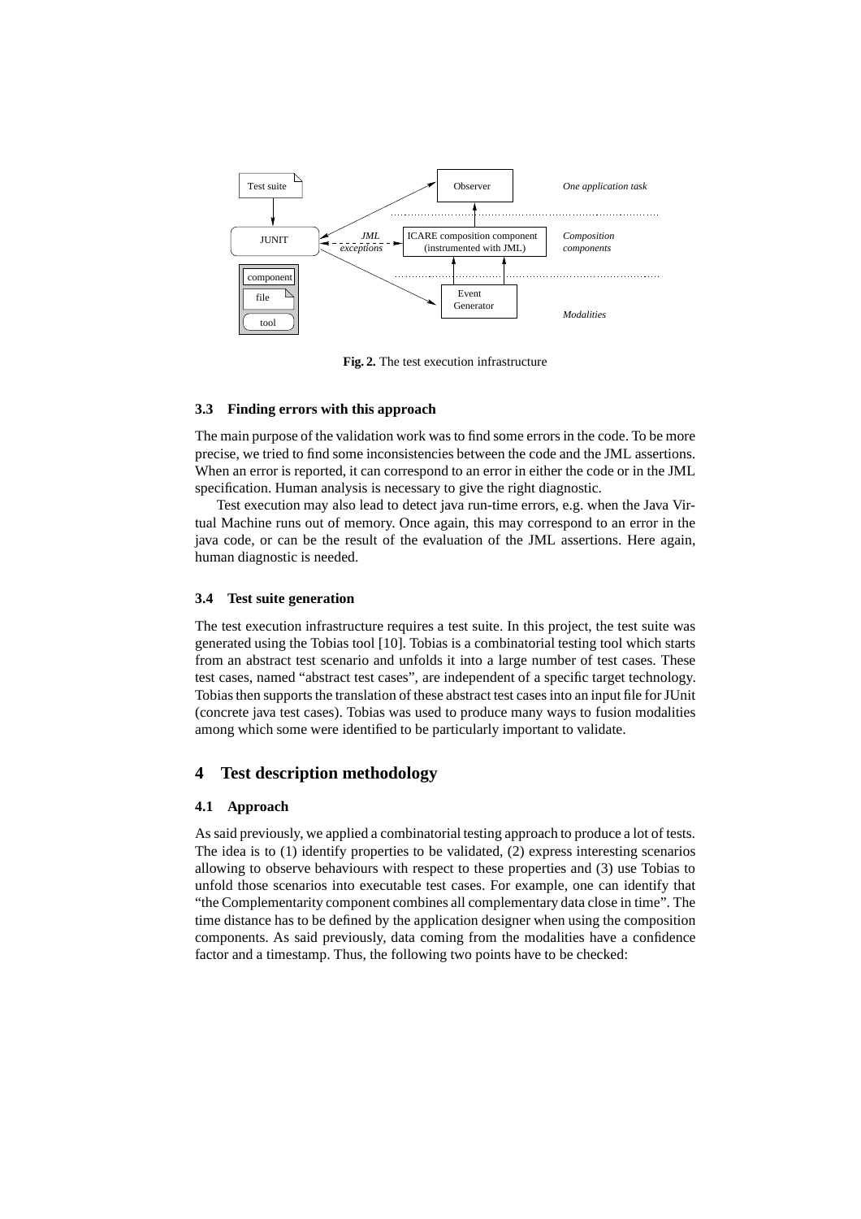Fig. 2. The test execution infrastructure

### 3.3 Finding errors with this approach

The main purpose of the validation work was to find some errors in the code. To be more precise, we tried to find some inconsistencies between the code and the JML assertions. When an error is reported, it can correspond to an error in either the code or in the JML specification. Human analysis is necessary to give the right diagnostic.

Test execution may also lead to detect java run-time errors, e.g. when the Java Virtual Machine runs out of memory. Once again, this may correspond to an error in the java code, or can be the result of the evaluation of the JML assertions. Here again, human diagnostic is needed.

### 3.4 Test suite generation

The test execution infrastructure requires a test suite. In this project, the test suite was generated using the Tobias tool [10]. Tobias is a combinatorial testing tool which starts from an abstract test scenario and unfolds it into a large number of test cases. These test cases, named "abstract test cases", are independent of a specific target technology. Tobias then supports the translation of these abstract test cases into an input file for JUnit (concrete java test cases). Tobias was used to produce many ways to fusion modalities among which some were identified to be particularly important to validate.

## 4 Test description methodology

### 4.1 Approach

As said previously, we applied a combinatorial testing approach to produce a lot of tests. The idea is to (1) identify properties to be validated, (2) express interesting scenarios allowing to observe behaviours with respect to these properties and (3) use Tobias to unfold those scenarios into executable test cases. For example, one can identify that "the Complementarity component combines all complementary data close in time". The time distance has to be defined by the application designer when using the composition components. As said previously, data coming from the modalities have a confidence factor and a timestamp. Thus, the following two points have to be checked: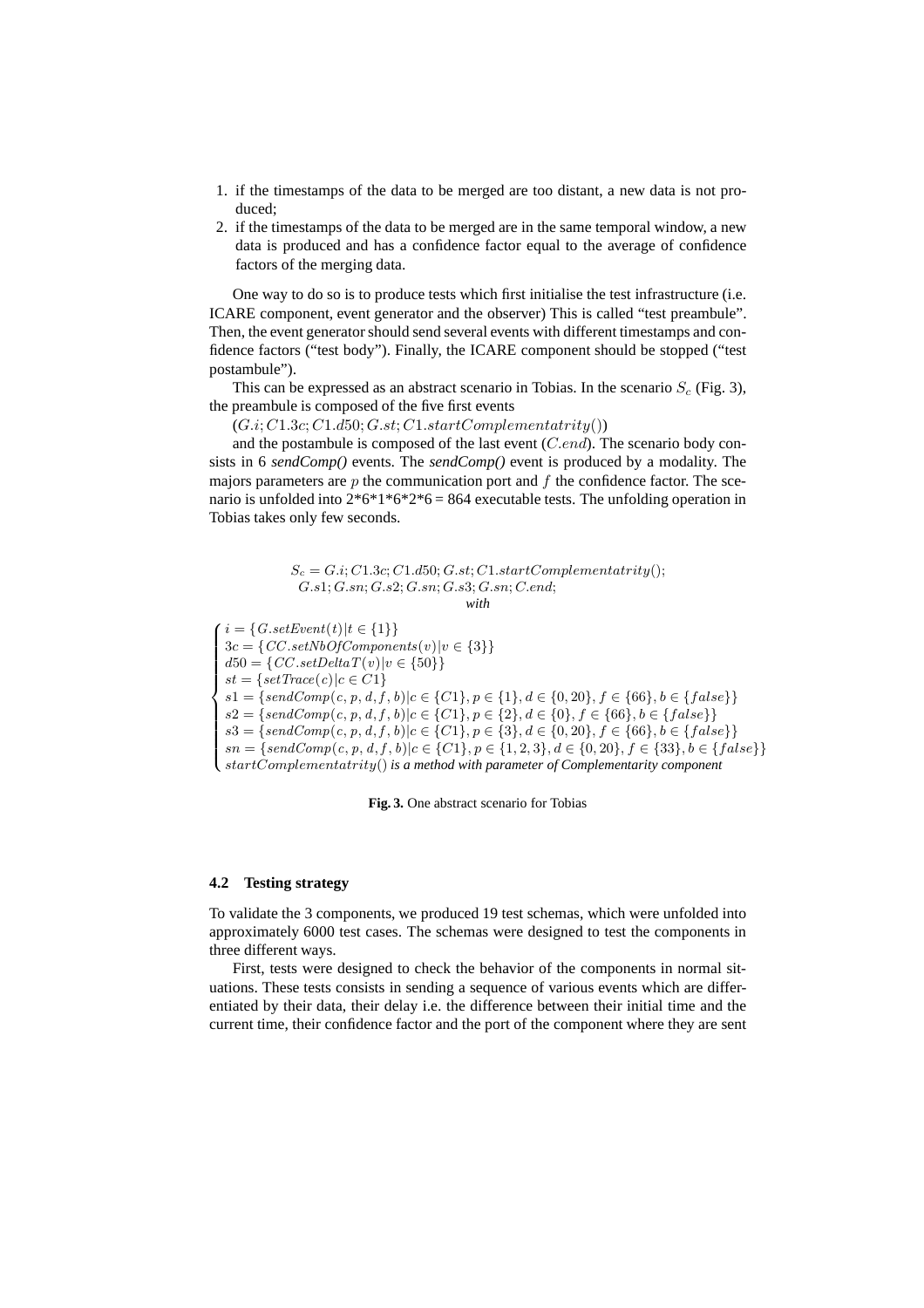1. if the timestamps of the data to be merged are too distant, a new data is not produced;
2. if the timestamps of the data to be merged are in the same temporal window, a new data is produced and has a confidence factor equal to the average of confidence factors of the merging data.

One way to do so is to produce tests which first initialise the test infrastructure (i.e. ICARE component, event generator and the observer) This is called "test preambule". Then, the event generator should send several events with different timestamps and confidence factors ("test body"). Finally, the ICARE component should be stopped ("test postambule").

This can be expressed as an abstract scenario in Tobias. In the scenario $S_c$ (Fig. 3), the preambule is composed of the five first events

$(G.i; C1.3c; C1.d50; G.st; C1.startComplementatrity())$

and the postambule is composed of the last event ($C.end$). The scenario body consists in 6 *sendComp()* events. The *sendComp()* event is produced by a modality. The majors parameters are $p$ the communication port and $f$ the confidence factor. The scenario is unfolded into 2\*6\*1\*6\*2\*6 = 864 executable tests. The unfolding operation in Tobias takes only few seconds.

$$S_c = G.i; C1.3c; C1.d50; G.st; C1.startComplementatrity();$$
$$G.s1; G.sn; G.s2; G.sn; G.s3; G.sn; C.end;$$

*with*

$$\begin{cases} i = \{G.setEvent(t) | t \in \{1\}\} \\ 3c = \{CC.setNbOfComponents(v) | v \in \{3\}\} \\ d50 = \{CC.setDeltaT(v) | v \in \{50\}\} \\ st = \{setTrace(c) | c \in C1\} \\ s1 = \{sendComp(c, p, d, f, b) | c \in \{C1\}, p \in \{1\}, d \in \{0, 20\}, f \in \{66\}, b \in \{false\}\} \\ s2 = \{sendComp(c, p, d, f, b) | c \in \{C1\}, p \in \{2\}, d \in \{0\}, f \in \{66\}, b \in \{false\}\} \\ s3 = \{sendComp(c, p, d, f, b) | c \in \{C1\}, p \in \{3\}, d \in \{0, 20\}, f \in \{66\}, b \in \{false\}\} \\ sn = \{sendComp(c, p, d, f, b) | c \in \{C1\}, p \in \{1, 2, 3\}, d \in \{0, 20\}, f \in \{33\}, b \in \{false\}\} \\ startComplementatrity() \text{ is a method with parameter of Complementarity component} \end{cases}$$

**Fig. 3.** One abstract scenario for Tobias

### 4.2 Testing strategy

To validate the 3 components, we produced 19 test schemas, which were unfolded into approximately 6000 test cases. The schemas were designed to test the components in three different ways.

First, tests were designed to check the behavior of the components in normal situations. These tests consists in sending a sequence of various events which are differentiated by their data, their delay i.e. the difference between their initial time and the current time, their confidence factor and the port of the component where they are sent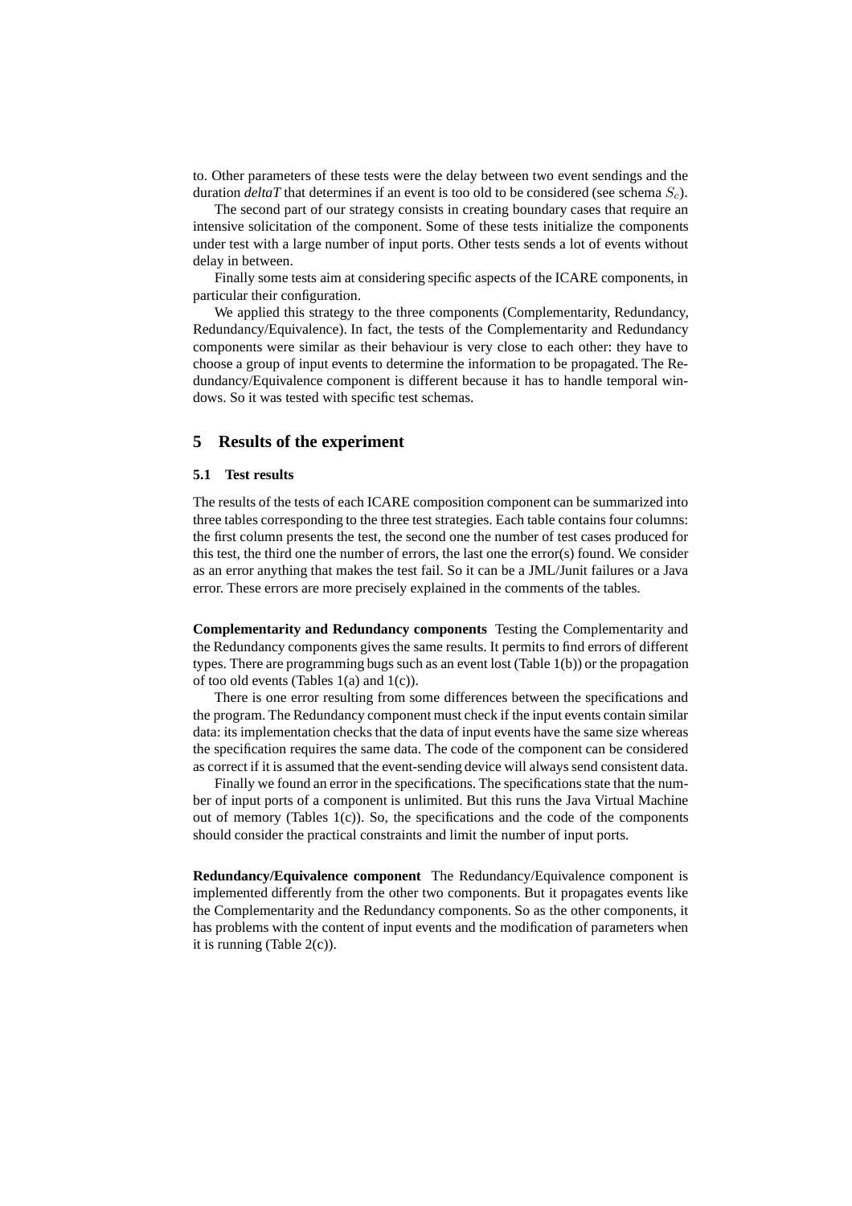to. Other parameters of these tests were the delay between two event sendings and the duration *deltaT* that determines if an event is too old to be considered (see schema $S_c$).

The second part of our strategy consists in creating boundary cases that require an intensive solicitation of the component. Some of these tests initialize the components under test with a large number of input ports. Other tests sends a lot of events without delay in between.

Finally some tests aim at considering specific aspects of the ICARE components, in particular their configuration.

We applied this strategy to the three components (Complementarity, Redundancy, Redundancy/Equivalence). In fact, the tests of the Complementarity and Redundancy components were similar as their behaviour is very close to each other: they have to choose a group of input events to determine the information to be propagated. The Redundancy/Equivalence component is different because it has to handle temporal windows. So it was tested with specific test schemas.

## 5 Results of the experiment

### 5.1 Test results

The results of the tests of each ICARE composition component can be summarized into three tables corresponding to the three test strategies. Each table contains four columns: the first column presents the test, the second one the number of test cases produced for this test, the third one the number of errors, the last one the error(s) found. We consider as an error anything that makes the test fail. So it can be a JML/Junit failures or a Java error. These errors are more precisely explained in the comments of the tables.

**Complementarity and Redundancy components** Testing the Complementarity and the Redundancy components gives the same results. It permits to find errors of different types. There are programming bugs such as an event lost (Table 1(b)) or the propagation of too old events (Tables 1(a) and 1(c)).

There is one error resulting from some differences between the specifications and the program. The Redundancy component must check if the input events contain similar data: its implementation checks that the data of input events have the same size whereas the specification requires the same data. The code of the component can be considered as correct if it is assumed that the event-sending device will always send consistent data.

Finally we found an error in the specifications. The specifications state that the number of input ports of a component is unlimited. But this runs the Java Virtual Machine out of memory (Tables 1(c)). So, the specifications and the code of the components should consider the practical constraints and limit the number of input ports.

**Redundancy/Equivalence component** The Redundancy/Equivalence component is implemented differently from the other two components. But it propagates events like the Complementarity and the Redundancy components. So as the other components, it has problems with the content of input events and the modification of parameters when it is running (Table 2(c)).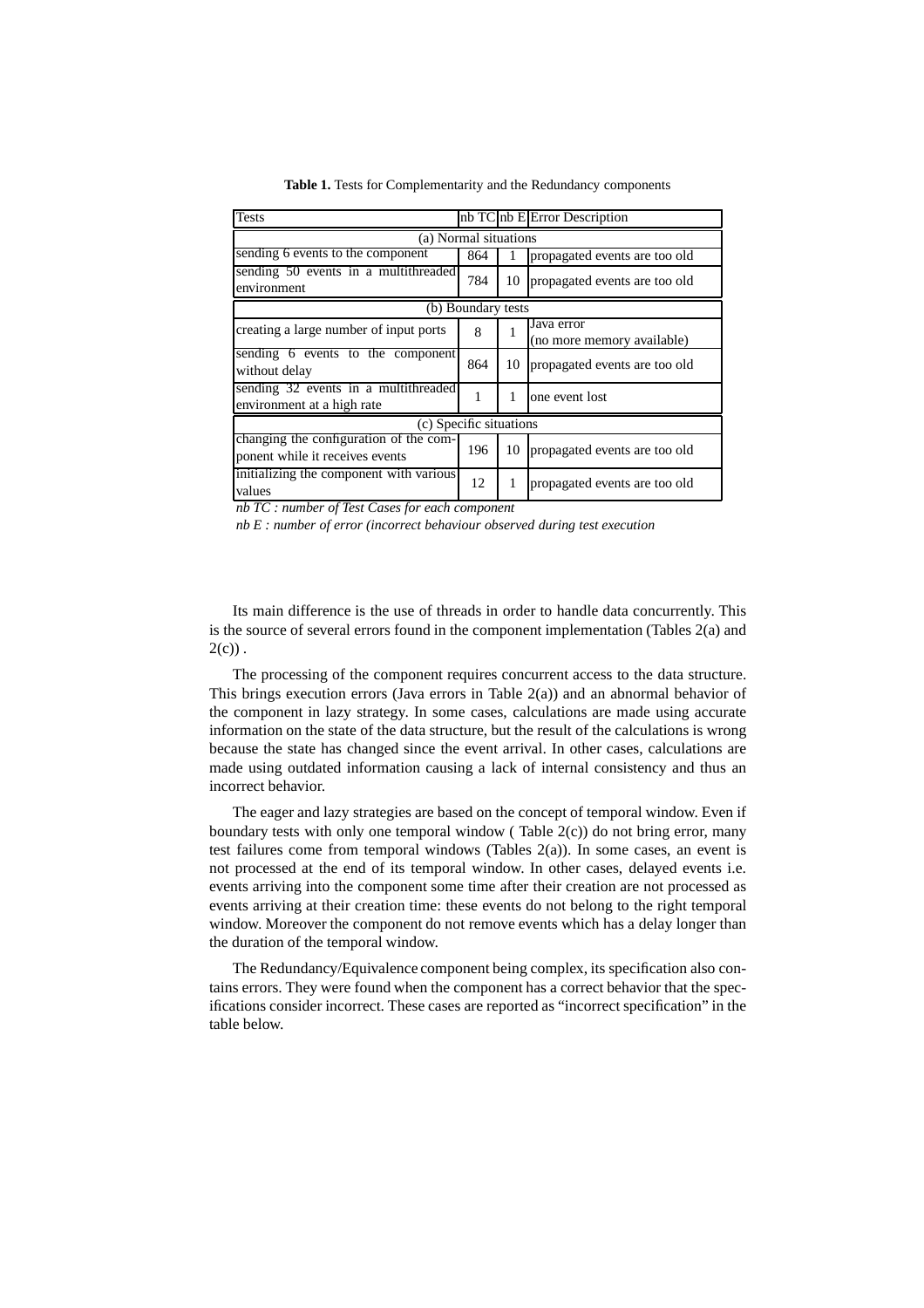**Table 1.** Tests for Complementarity and the Redundancy components

| Tests | nb TC | nb E | Error Description |
|---|---|---|---|
| (a) Normal situations | | | |
| sending 6 events to the component | 864 | 1 | propagated events are too old |
| sending 50 events in a multithreaded environment | 784 | 10 | propagated events are too old |
| (b) Boundary tests | | | |
| creating a large number of input ports | 8 | 1 | Java error (no more memory available) |
| sending 6 events to the component without delay | 864 | 10 | propagated events are too old |
| sending 32 events in a multithreaded environment at a high rate | 1 | 1 | one event lost |
| (c) Specific situations | | | |
| changing the configuration of the component while it receives events | 196 | 10 | propagated events are too old |
| initializing the component with various values | 12 | 1 | propagated events are too old |

*nb TC : number of Test Cases for each component*

*nb E : number of error (incorrect behaviour observed during test execution*

Its main difference is the use of threads in order to handle data concurrently. This is the source of several errors found in the component implementation (Tables 2(a) and 2(c)) .

The processing of the component requires concurrent access to the data structure. This brings execution errors (Java errors in Table 2(a)) and an abnormal behavior of the component in lazy strategy. In some cases, calculations are made using accurate information on the state of the data structure, but the result of the calculations is wrong because the state has changed since the event arrival. In other cases, calculations are made using outdated information causing a lack of internal consistency and thus an incorrect behavior.

The eager and lazy strategies are based on the concept of temporal window. Even if boundary tests with only one temporal window ( Table 2(c)) do not bring error, many test failures come from temporal windows (Tables 2(a)). In some cases, an event is not processed at the end of its temporal window. In other cases, delayed events i.e. events arriving into the component some time after their creation are not processed as events arriving at their creation time: these events do not belong to the right temporal window. Moreover the component do not remove events which has a delay longer than the duration of the temporal window.

The Redundancy/Equivalence component being complex, its specification also contains errors. They were found when the component has a correct behavior that the specifications consider incorrect. These cases are reported as "incorrect specification" in the table below.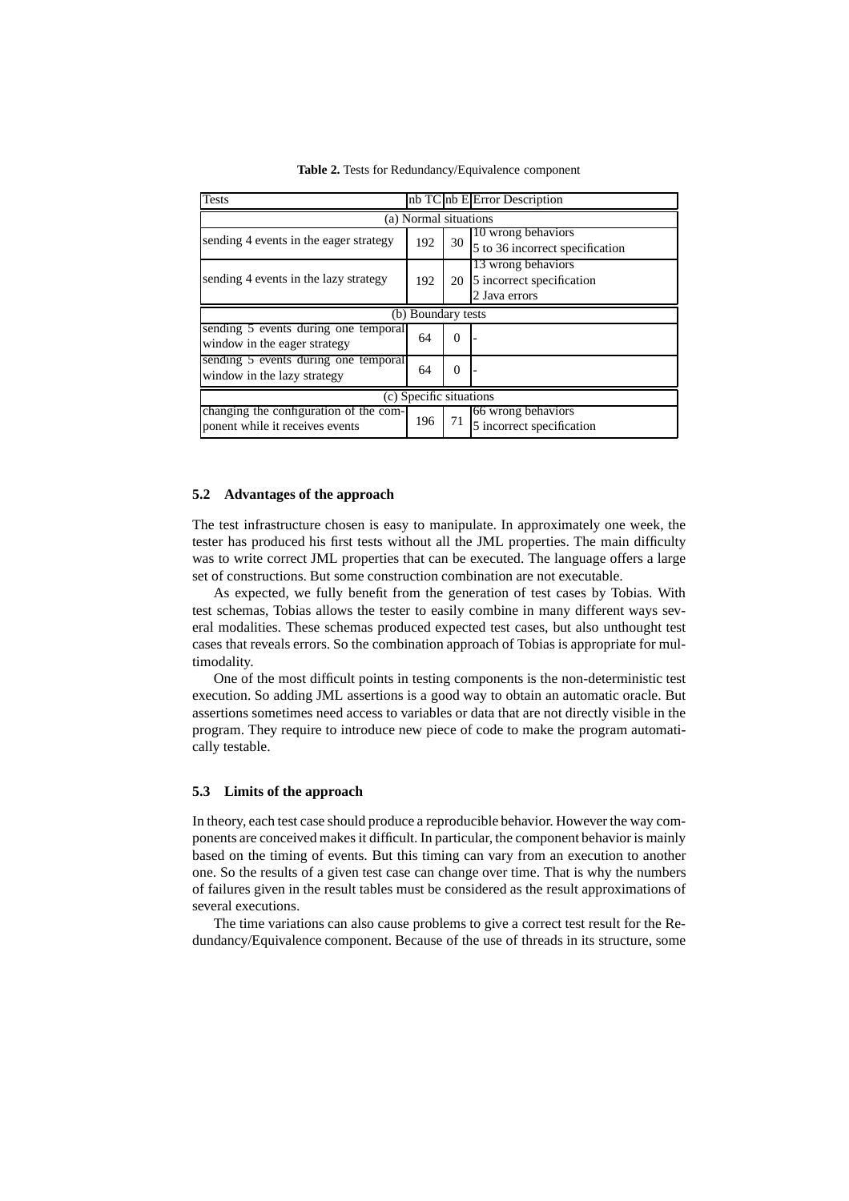**Table 2.** Tests for Redundancy/Equivalence component

| Tests | nb TC | nb E | Error Description |
|---|---|---|---|
| (a) Normal situations | | | |
| sending 4 events in the eager strategy | 192 | 30 | 10 wrong behaviors<br>5 to 36 incorrect specification |
| sending 4 events in the lazy strategy | 192 | 20 | 13 wrong behaviors<br>5 incorrect specification<br>2 Java errors |
| (b) Boundary tests | | | |
| sending 5 events during one temporal window in the eager strategy | 64 | 0 | - |
| sending 5 events during one temporal window in the lazy strategy | 64 | 0 | - |
| (c) Specific situations | | | |
| changing the configuration of the component while it receives events | 196 | 71 | 66 wrong behaviors<br>5 incorrect specification |

### 5.2 Advantages of the approach

The test infrastructure chosen is easy to manipulate. In approximately one week, the tester has produced his first tests without all the JML properties. The main difficulty was to write correct JML properties that can be executed. The language offers a large set of constructions. But some construction combination are not executable.

As expected, we fully benefit from the generation of test cases by Tobias. With test schemas, Tobias allows the tester to easily combine in many different ways several modalities. These schemas produced expected test cases, but also unthought test cases that reveals errors. So the combination approach of Tobias is appropriate for multimodality.

One of the most difficult points in testing components is the non-deterministic test execution. So adding JML assertions is a good way to obtain an automatic oracle. But assertions sometimes need access to variables or data that are not directly visible in the program. They require to introduce new piece of code to make the program automatically testable.

### 5.3 Limits of the approach

In theory, each test case should produce a reproducible behavior. However the way components are conceived makes it difficult. In particular, the component behavior is mainly based on the timing of events. But this timing can vary from an execution to another one. So the results of a given test case can change over time. That is why the numbers of failures given in the result tables must be considered as the result approximations of several executions.

The time variations can also cause problems to give a correct test result for the Redundancy/Equivalence component. Because of the use of threads in its structure, some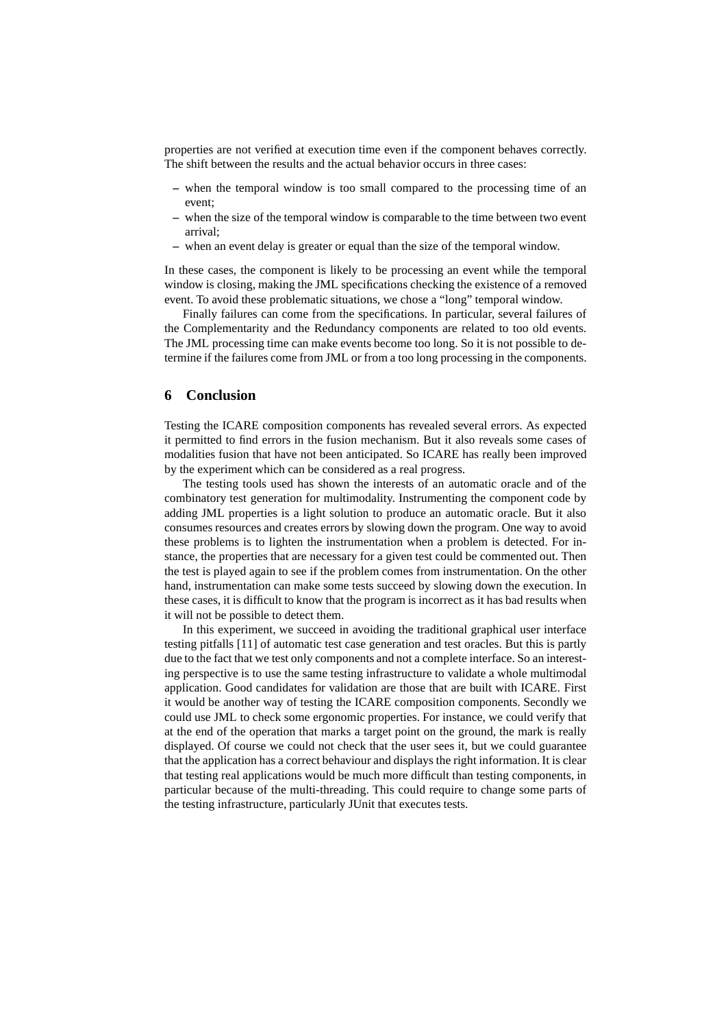properties are not verified at execution time even if the component behaves correctly. The shift between the results and the actual behavior occurs in three cases:

- when the temporal window is too small compared to the processing time of an event;
- when the size of the temporal window is comparable to the time between two event arrival;
- when an event delay is greater or equal than the size of the temporal window.

In these cases, the component is likely to be processing an event while the temporal window is closing, making the JML specifications checking the existence of a removed event. To avoid these problematic situations, we chose a "long" temporal window.

Finally failures can come from the specifications. In particular, several failures of the Complementarity and the Redundancy components are related to too old events. The JML processing time can make events become too long. So it is not possible to determine if the failures come from JML or from a too long processing in the components.

## 6 Conclusion

Testing the ICARE composition components has revealed several errors. As expected it permitted to find errors in the fusion mechanism. But it also reveals some cases of modalities fusion that have not been anticipated. So ICARE has really been improved by the experiment which can be considered as a real progress.

The testing tools used has shown the interests of an automatic oracle and of the combinatory test generation for multimodality. Instrumenting the component code by adding JML properties is a light solution to produce an automatic oracle. But it also consumes resources and creates errors by slowing down the program. One way to avoid these problems is to lighten the instrumentation when a problem is detected. For instance, the properties that are necessary for a given test could be commented out. Then the test is played again to see if the problem comes from instrumentation. On the other hand, instrumentation can make some tests succeed by slowing down the execution. In these cases, it is difficult to know that the program is incorrect as it has bad results when it will not be possible to detect them.

In this experiment, we succeed in avoiding the traditional graphical user interface testing pitfalls [11] of automatic test case generation and test oracles. But this is partly due to the fact that we test only components and not a complete interface. So an interesting perspective is to use the same testing infrastructure to validate a whole multimodal application. Good candidates for validation are those that are built with ICARE. First it would be another way of testing the ICARE composition components. Secondly we could use JML to check some ergonomic properties. For instance, we could verify that at the end of the operation that marks a target point on the ground, the mark is really displayed. Of course we could not check that the user sees it, but we could guarantee that the application has a correct behaviour and displays the right information. It is clear that testing real applications would be much more difficult than testing components, in particular because of the multi-threading. This could require to change some parts of the testing infrastructure, particularly JUnit that executes tests.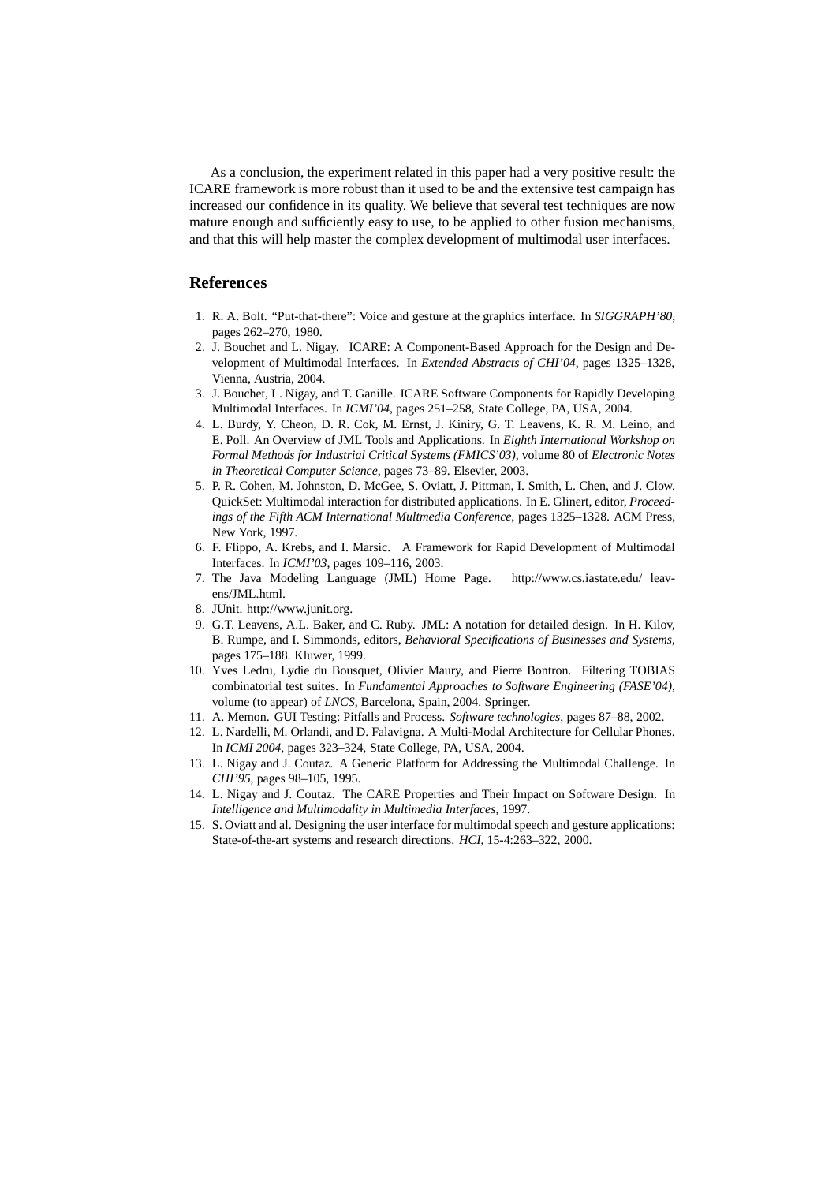As a conclusion, the experiment related in this paper had a very positive result: the ICARE framework is more robust than it used to be and the extensive test campaign has increased our confidence in its quality. We believe that several test techniques are now mature enough and sufficiently easy to use, to be applied to other fusion mechanisms, and that this will help master the complex development of multimodal user interfaces.

## References

1. R. A. Bolt. "Put-that-there": Voice and gesture at the graphics interface. In *SIGGRAPH'80*, pages 262–270, 1980.
2. J. Bouchet and L. Nigay. ICARE: A Component-Based Approach for the Design and Development of Multimodal Interfaces. In *Extended Abstracts of CHI'04*, pages 1325–1328, Vienna, Austria, 2004.
3. J. Bouchet, L. Nigay, and T. Ganille. ICARE Software Components for Rapidly Developing Multimodal Interfaces. In *ICMI'04*, pages 251–258, State College, PA, USA, 2004.
4. L. Burdy, Y. Cheon, D. R. Cok, M. Ernst, J. Kiniry, G. T. Leavens, K. R. M. Leino, and E. Poll. An Overview of JML Tools and Applications. In *Eighth International Workshop on Formal Methods for Industrial Critical Systems (FMICS'03)*, volume 80 of *Electronic Notes in Theoretical Computer Science*, pages 73–89. Elsevier, 2003.
5. P. R. Cohen, M. Johnston, D. McGee, S. Oviatt, J. Pittman, I. Smith, L. Chen, and J. Clow. QuickSet: Multimodal interaction for distributed applications. In E. Glinert, editor, *Proceedings of the Fifth ACM International Multmedia Conference*, pages 1325–1328. ACM Press, New York, 1997.
6. F. Flippo, A. Krebs, and I. Marsic. A Framework for Rapid Development of Multimodal Interfaces. In *ICMI'03*, pages 109–116, 2003.
7. The Java Modeling Language (JML) Home Page. http://www.cs.iastate.edu/ leavens/JML.html.
8. JUnit. http://www.junit.org.
9. G.T. Leavens, A.L. Baker, and C. Ruby. JML: A notation for detailed design. In H. Kilov, B. Rumpe, and I. Simmonds, editors, *Behavioral Specifications of Businesses and Systems*, pages 175–188. Kluwer, 1999.
10. Yves Ledru, Lydie du Bousquet, Olivier Maury, and Pierre Bontron. Filtering TOBIAS combinatorial test suites. In *Fundamental Approaches to Software Engineering (FASE'04)*, volume (to appear) of *LNCS*, Barcelona, Spain, 2004. Springer.
11. A. Memon. GUI Testing: Pitfalls and Process. *Software technologies*, pages 87–88, 2002.
12. L. Nardelli, M. Orlandi, and D. Falavigna. A Multi-Modal Architecture for Cellular Phones. In *ICMI 2004*, pages 323–324, State College, PA, USA, 2004.
13. L. Nigay and J. Coutaz. A Generic Platform for Addressing the Multimodal Challenge. In *CHI'95*, pages 98–105, 1995.
14. L. Nigay and J. Coutaz. The CARE Properties and Their Impact on Software Design. In *Intelligence and Multimodality in Multimedia Interfaces*, 1997.
15. S. Oviatt and al. Designing the user interface for multimodal speech and gesture applications: State-of-the-art systems and research directions. *HCI*, 15-4:263–322, 2000.